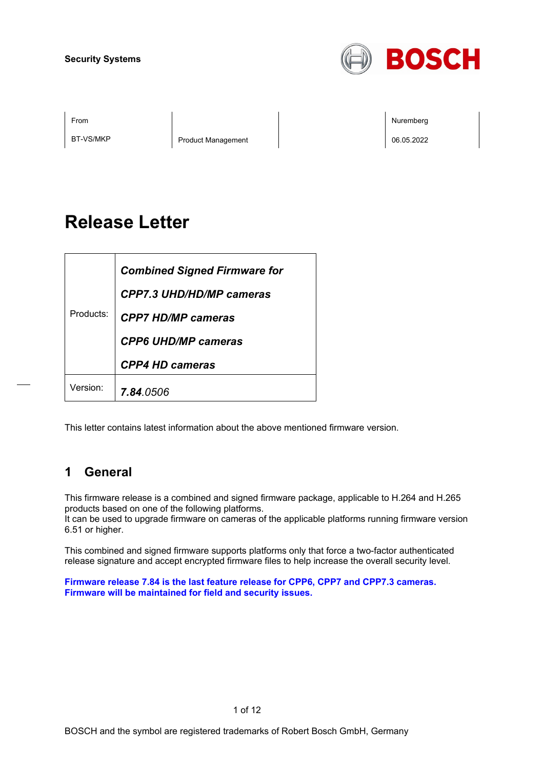Security Systems

BOSCH

| From | | | Nuremberg |
|---|---|---|---|
| BT-VS/MKP | Product Management | | 06.05.2022 |

# Release Letter

| Products: | ***Combined Signed Firmware for***<br>***CPP7.3 UHD/HD/MP cameras***<br>***CPP7 HD/MP cameras***<br>***CPP6 UHD/MP cameras***<br>***CPP4 HD cameras*** |
|---|---|
| Version: | ***7.84***.*0506* |

This letter contains latest information about the above mentioned firmware version.

## 1 General

This firmware release is a combined and signed firmware package, applicable to H.264 and H.265 products based on one of the following platforms.
It can be used to upgrade firmware on cameras of the applicable platforms running firmware version 6.51 or higher.

This combined and signed firmware supports platforms only that force a two-factor authenticated release signature and accept encrypted firmware files to help increase the overall security level.

**Firmware release 7.84 is the last feature release for CPP6, CPP7 and CPP7.3 cameras.**
**Firmware will be maintained for field and security issues.**

BOSCH and the symbol are registered trademarks of Robert Bosch GmbH, Germany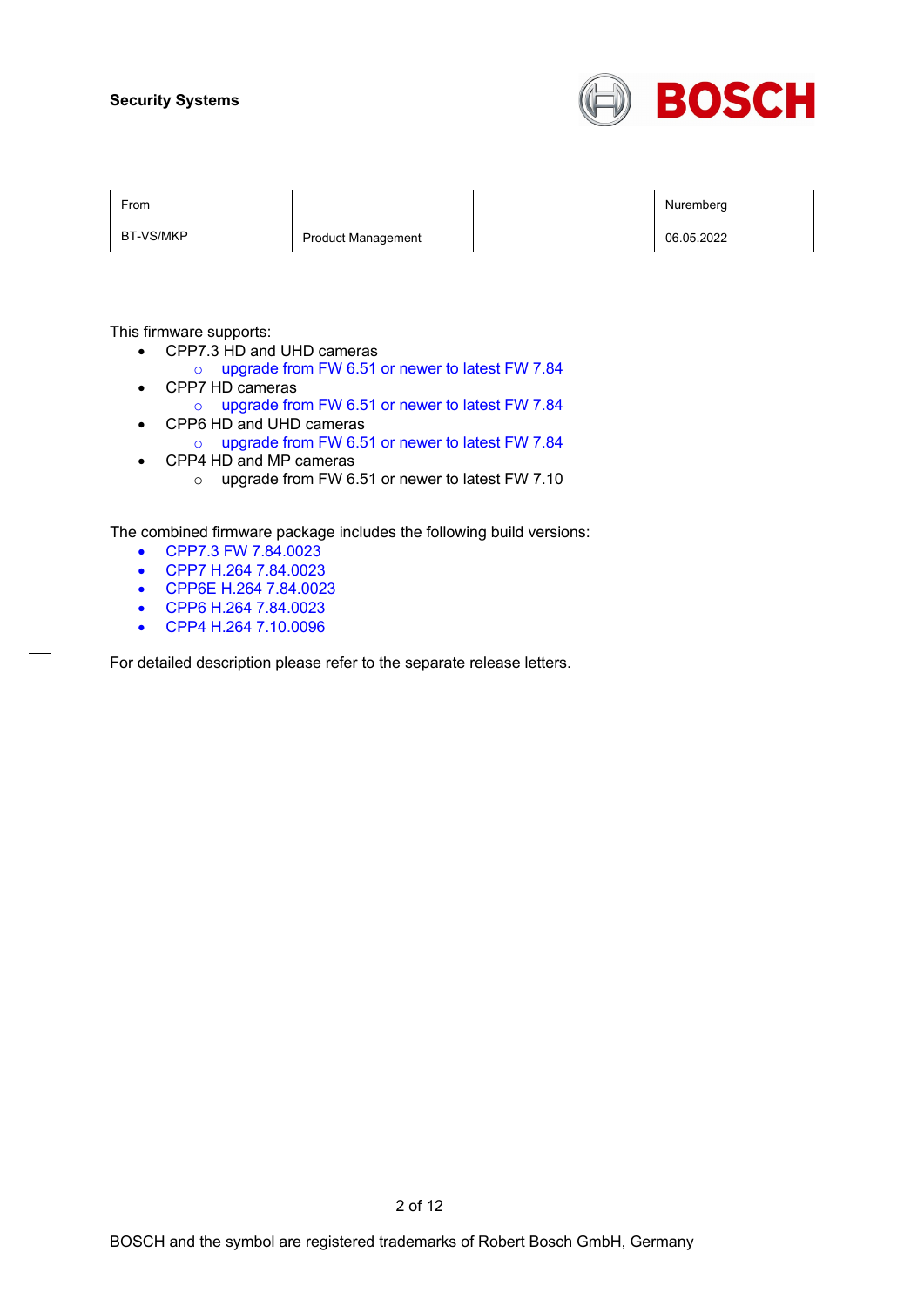**Security Systems**

| From | | | Nuremberg |
|---|---|---|---|
| BT-VS/MKP | Product Management | | 06.05.2022 |

This firmware supports:

- CPP7.3 HD and UHD cameras
  - upgrade from FW 6.51 or newer to latest FW 7.84
- CPP7 HD cameras
  - upgrade from FW 6.51 or newer to latest FW 7.84
- CPP6 HD and UHD cameras
  - upgrade from FW 6.51 or newer to latest FW 7.84
- CPP4 HD and MP cameras
  - upgrade from FW 6.51 or newer to latest FW 7.10

The combined firmware package includes the following build versions:

- CPP7.3 FW 7.84.0023
- CPP7 H.264 7.84.0023
- CPP6E H.264 7.84.0023
- CPP6 H.264 7.84.0023
- CPP4 H.264 7.10.0096

For detailed description please refer to the separate release letters.

BOSCH and the symbol are registered trademarks of Robert Bosch GmbH, Germany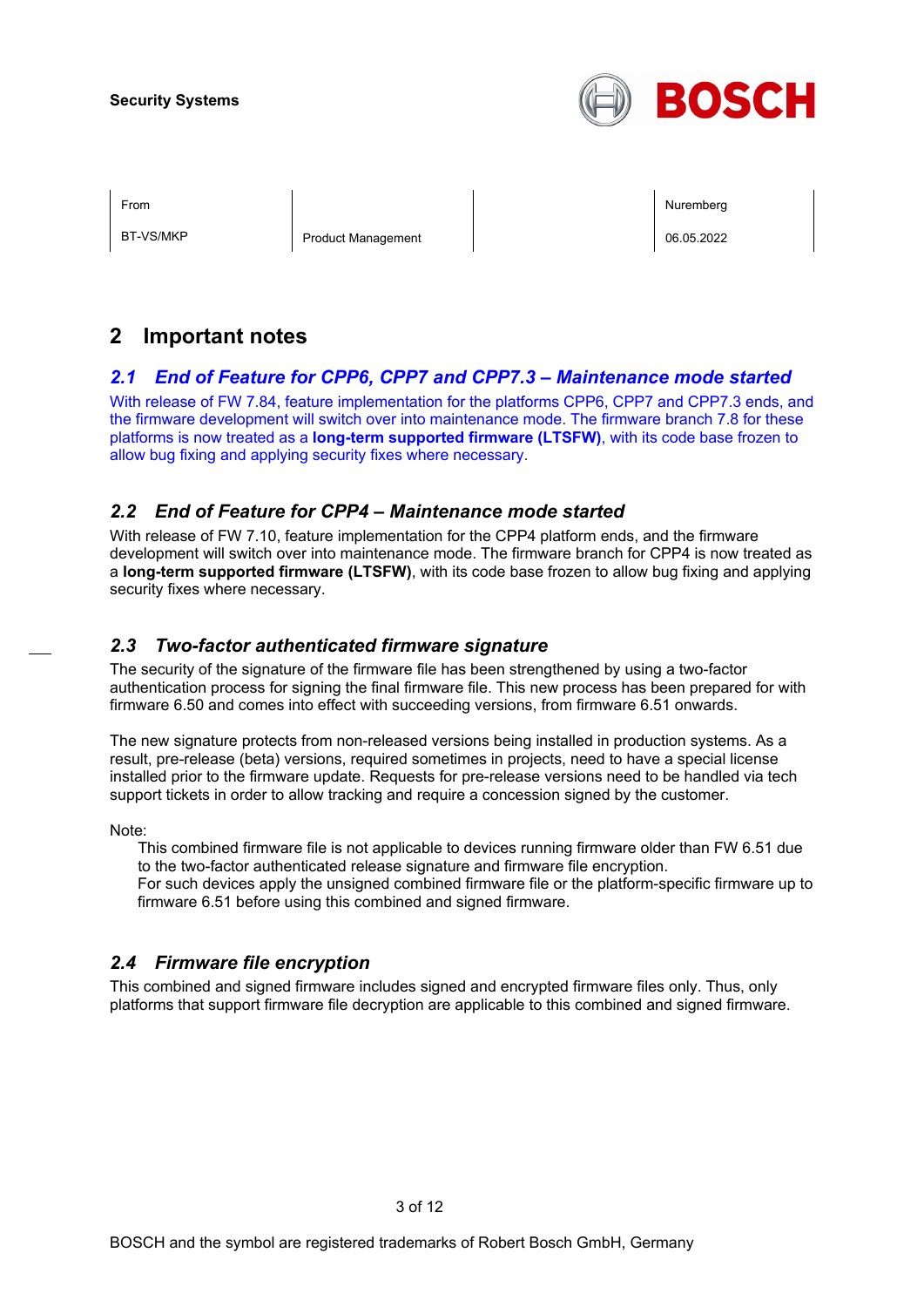Security Systems

| From | | | Nuremberg |
|---|---|---|---|
| BT-VS/MKP | Product Management | | 06.05.2022 |

# 2 Important notes

## *2.1 End of Feature for CPP6, CPP7 and CPP7.3 – Maintenance mode started*

With release of FW 7.84, feature implementation for the platforms CPP6, CPP7 and CPP7.3 ends, and the firmware development will switch over into maintenance mode. The firmware branch 7.8 for these platforms is now treated as a **long-term supported firmware (LTSFW)**, with its code base frozen to allow bug fixing and applying security fixes where necessary.

## *2.2 End of Feature for CPP4 – Maintenance mode started*

With release of FW 7.10, feature implementation for the CPP4 platform ends, and the firmware development will switch over into maintenance mode. The firmware branch for CPP4 is now treated as a **long-term supported firmware (LTSFW)**, with its code base frozen to allow bug fixing and applying security fixes where necessary.

## *2.3 Two-factor authenticated firmware signature*

The security of the signature of the firmware file has been strengthened by using a two-factor authentication process for signing the final firmware file. This new process has been prepared for with firmware 6.50 and comes into effect with succeeding versions, from firmware 6.51 onwards.

The new signature protects from non-released versions being installed in production systems. As a result, pre-release (beta) versions, required sometimes in projects, need to have a special license installed prior to the firmware update. Requests for pre-release versions need to be handled via tech support tickets in order to allow tracking and require a concession signed by the customer.

Note:

> This combined firmware file is not applicable to devices running firmware older than FW 6.51 due to the two-factor authenticated release signature and firmware file encryption.
> For such devices apply the unsigned combined firmware file or the platform-specific firmware up to firmware 6.51 before using this combined and signed firmware.

## *2.4 Firmware file encryption*

This combined and signed firmware includes signed and encrypted firmware files only. Thus, only platforms that support firmware file decryption are applicable to this combined and signed firmware.

BOSCH and the symbol are registered trademarks of Robert Bosch GmbH, Germany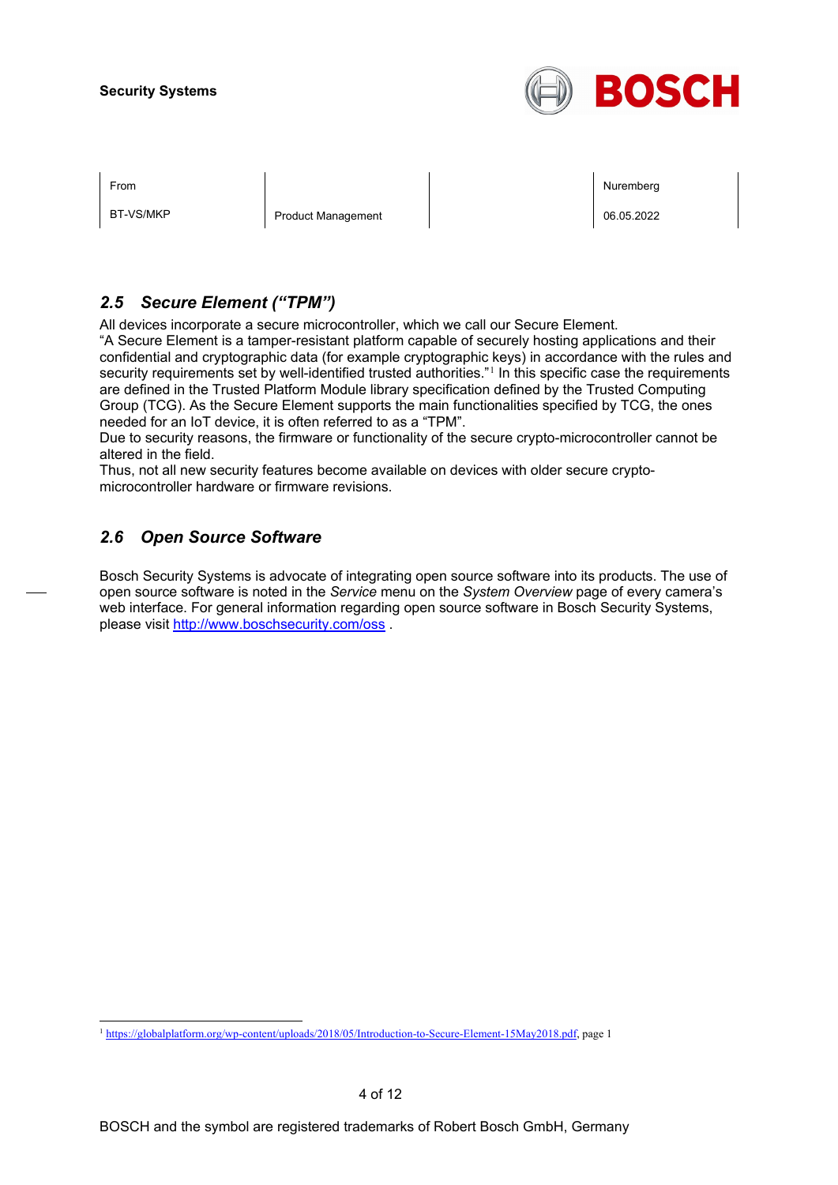## *2.5 Secure Element ("TPM")*

All devices incorporate a secure microcontroller, which we call our Secure Element.
"A Secure Element is a tamper-resistant platform capable of securely hosting applications and their confidential and cryptographic data (for example cryptographic keys) in accordance with the rules and security requirements set by well-identified trusted authorities."[1] In this specific case the requirements are defined in the Trusted Platform Module library specification defined by the Trusted Computing Group (TCG). As the Secure Element supports the main functionalities specified by TCG, the ones needed for an IoT device, it is often referred to as a "TPM".
Due to security reasons, the firmware or functionality of the secure crypto-microcontroller cannot be altered in the field.
Thus, not all new security features become available on devices with older secure crypto-microcontroller hardware or firmware revisions.

## *2.6 Open Source Software*

Bosch Security Systems is advocate of integrating open source software into its products. The use of open source software is noted in the *Service* menu on the *System Overview* page of every camera's web interface. For general information regarding open source software in Bosch Security Systems, please visit http://www.boschsecurity.com/oss .

[1] https://globalplatform.org/wp-content/uploads/2018/05/Introduction-to-Secure-Element-15May2018.pdf, page 1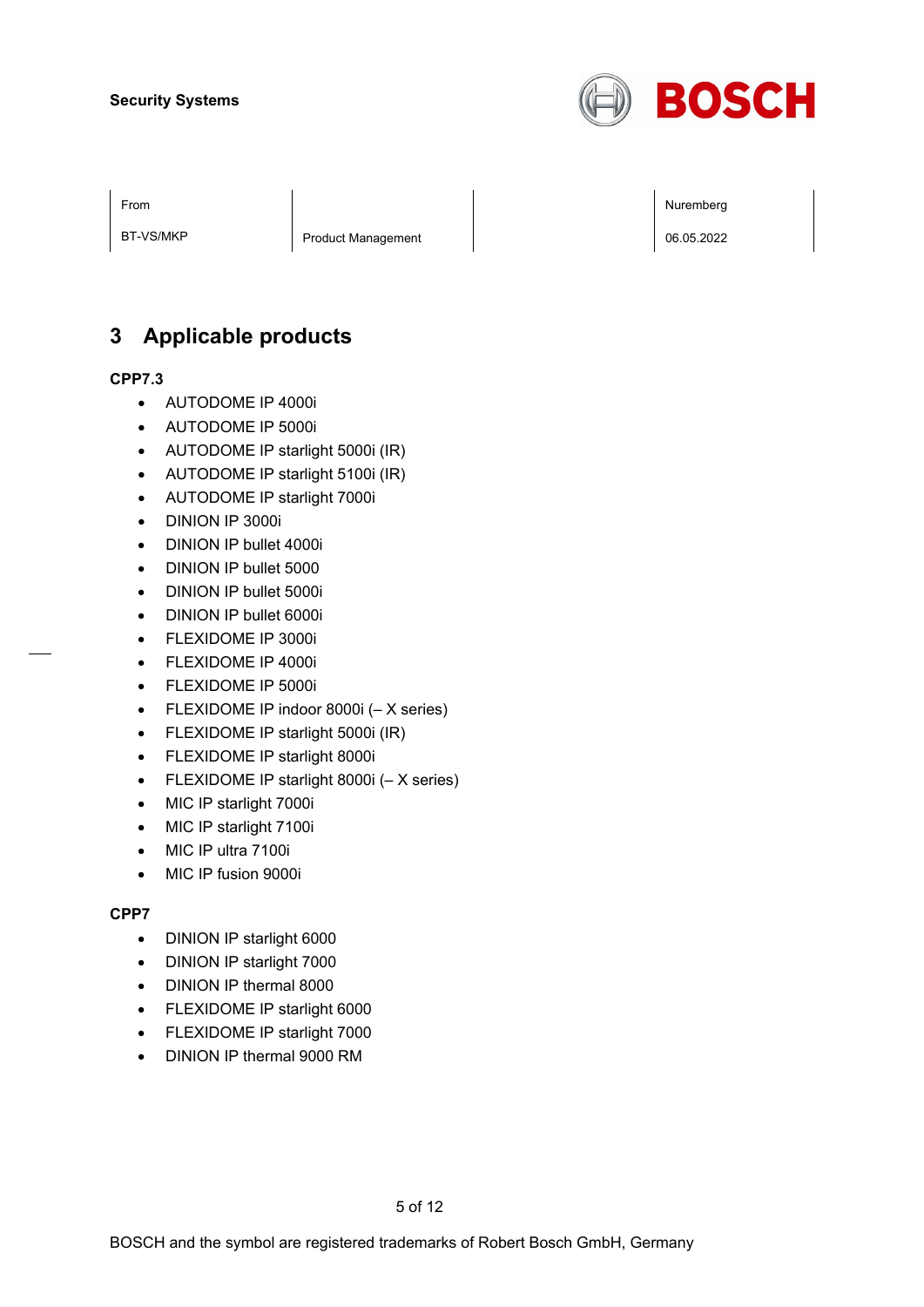## 3 Applicable products

**CPP7.3**

- AUTODOME IP 4000i
- AUTODOME IP 5000i
- AUTODOME IP starlight 5000i (IR)
- AUTODOME IP starlight 5100i (IR)
- AUTODOME IP starlight 7000i
- DINION IP 3000i
- DINION IP bullet 4000i
- DINION IP bullet 5000
- DINION IP bullet 5000i
- DINION IP bullet 6000i
- FLEXIDOME IP 3000i
- FLEXIDOME IP 4000i
- FLEXIDOME IP 5000i
- FLEXIDOME IP indoor 8000i (– X series)
- FLEXIDOME IP starlight 5000i (IR)
- FLEXIDOME IP starlight 8000i
- FLEXIDOME IP starlight 8000i (– X series)
- MIC IP starlight 7000i
- MIC IP starlight 7100i
- MIC IP ultra 7100i
- MIC IP fusion 9000i

**CPP7**

- DINION IP starlight 6000
- DINION IP starlight 7000
- DINION IP thermal 8000
- FLEXIDOME IP starlight 6000
- FLEXIDOME IP starlight 7000
- DINION IP thermal 9000 RM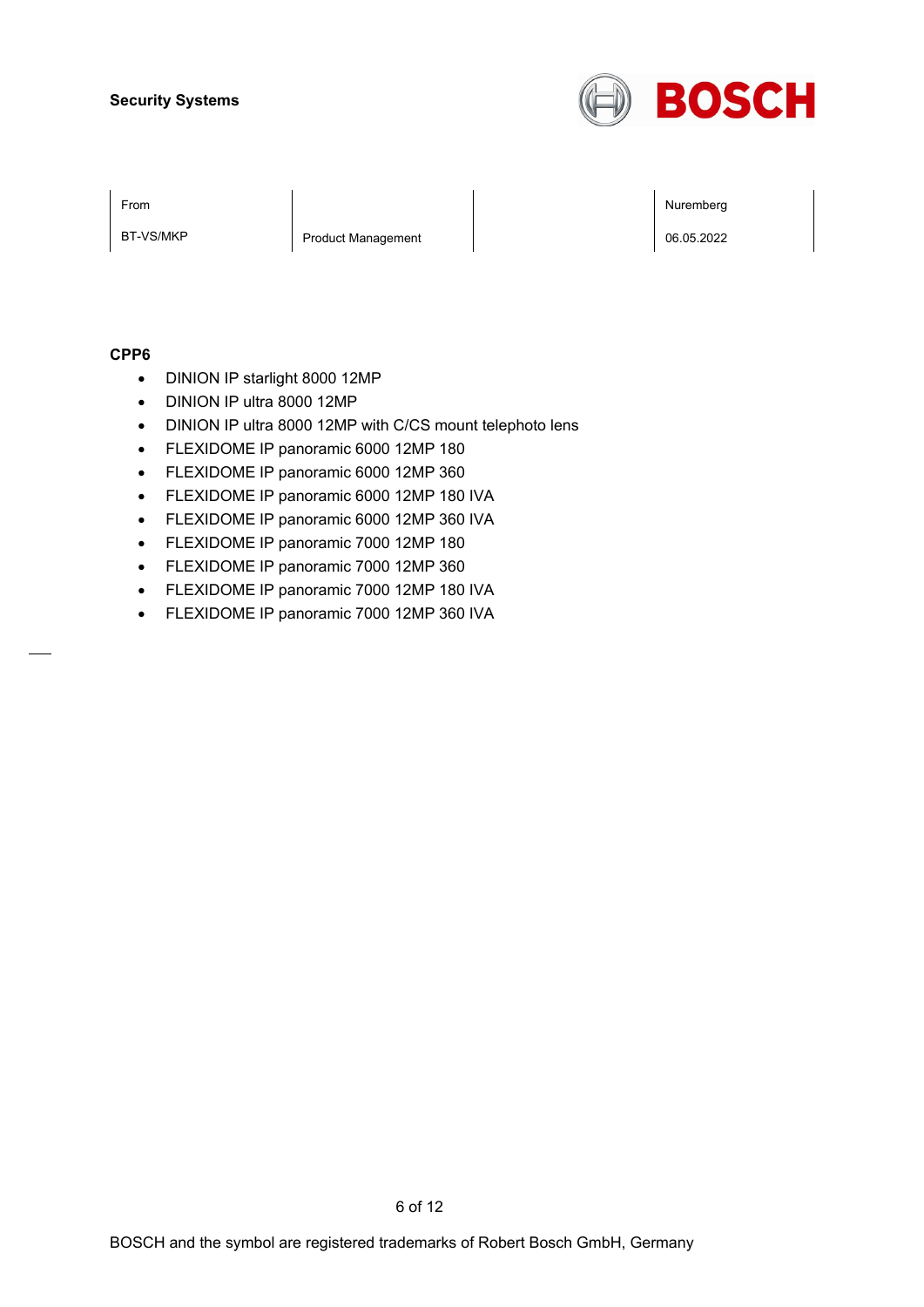**CPP6**

- DINION IP starlight 8000 12MP
- DINION IP ultra 8000 12MP
- DINION IP ultra 8000 12MP with C/CS mount telephoto lens
- FLEXIDOME IP panoramic 6000 12MP 180
- FLEXIDOME IP panoramic 6000 12MP 360
- FLEXIDOME IP panoramic 6000 12MP 180 IVA
- FLEXIDOME IP panoramic 6000 12MP 360 IVA
- FLEXIDOME IP panoramic 7000 12MP 180
- FLEXIDOME IP panoramic 7000 12MP 360
- FLEXIDOME IP panoramic 7000 12MP 180 IVA
- FLEXIDOME IP panoramic 7000 12MP 360 IVA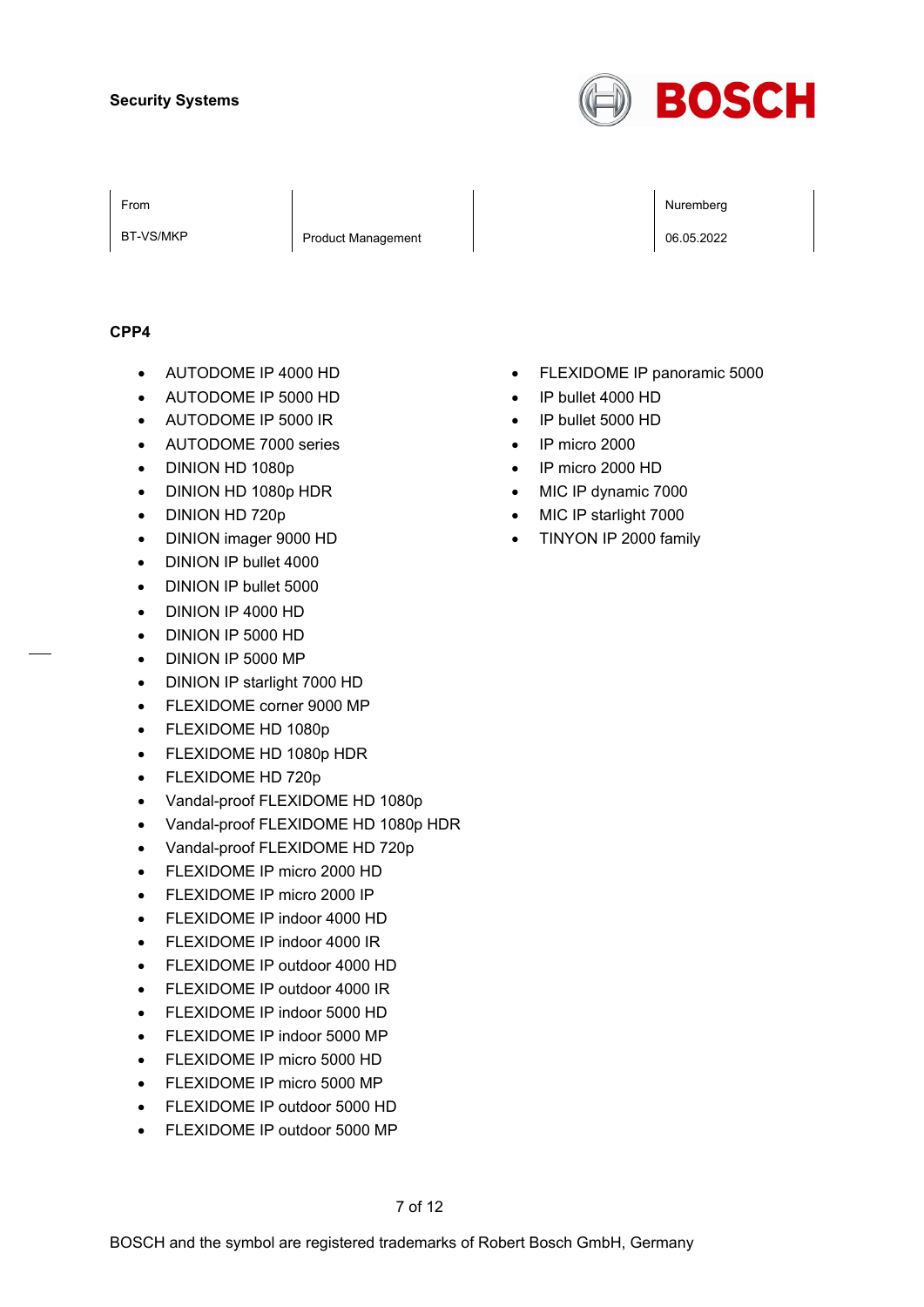Security Systems

| From | | | Nuremberg |
| --- | --- | --- | --- |
| BT-VS/MKP | Product Management | | 06.05.2022 |

**CPP4**

- AUTODOME IP 4000 HD
- AUTODOME IP 5000 HD
- AUTODOME IP 5000 IR
- AUTODOME 7000 series
- DINION HD 1080p
- DINION HD 1080p HDR
- DINION HD 720p
- DINION imager 9000 HD
- DINION IP bullet 4000
- DINION IP bullet 5000
- DINION IP 4000 HD
- DINION IP 5000 HD
- DINION IP 5000 MP
- DINION IP starlight 7000 HD
- FLEXIDOME corner 9000 MP
- FLEXIDOME HD 1080p
- FLEXIDOME HD 1080p HDR
- FLEXIDOME HD 720p
- Vandal-proof FLEXIDOME HD 1080p
- Vandal-proof FLEXIDOME HD 1080p HDR
- Vandal-proof FLEXIDOME HD 720p
- FLEXIDOME IP micro 2000 HD
- FLEXIDOME IP micro 2000 IP
- FLEXIDOME IP indoor 4000 HD
- FLEXIDOME IP indoor 4000 IR
- FLEXIDOME IP outdoor 4000 HD
- FLEXIDOME IP outdoor 4000 IR
- FLEXIDOME IP indoor 5000 HD
- FLEXIDOME IP indoor 5000 MP
- FLEXIDOME IP micro 5000 HD
- FLEXIDOME IP micro 5000 MP
- FLEXIDOME IP outdoor 5000 HD
- FLEXIDOME IP outdoor 5000 MP
- FLEXIDOME IP panoramic 5000
- IP bullet 4000 HD
- IP bullet 5000 HD
- IP micro 2000
- IP micro 2000 HD
- MIC IP dynamic 7000
- MIC IP starlight 7000
- TINYON IP 2000 family

BOSCH and the symbol are registered trademarks of Robert Bosch GmbH, Germany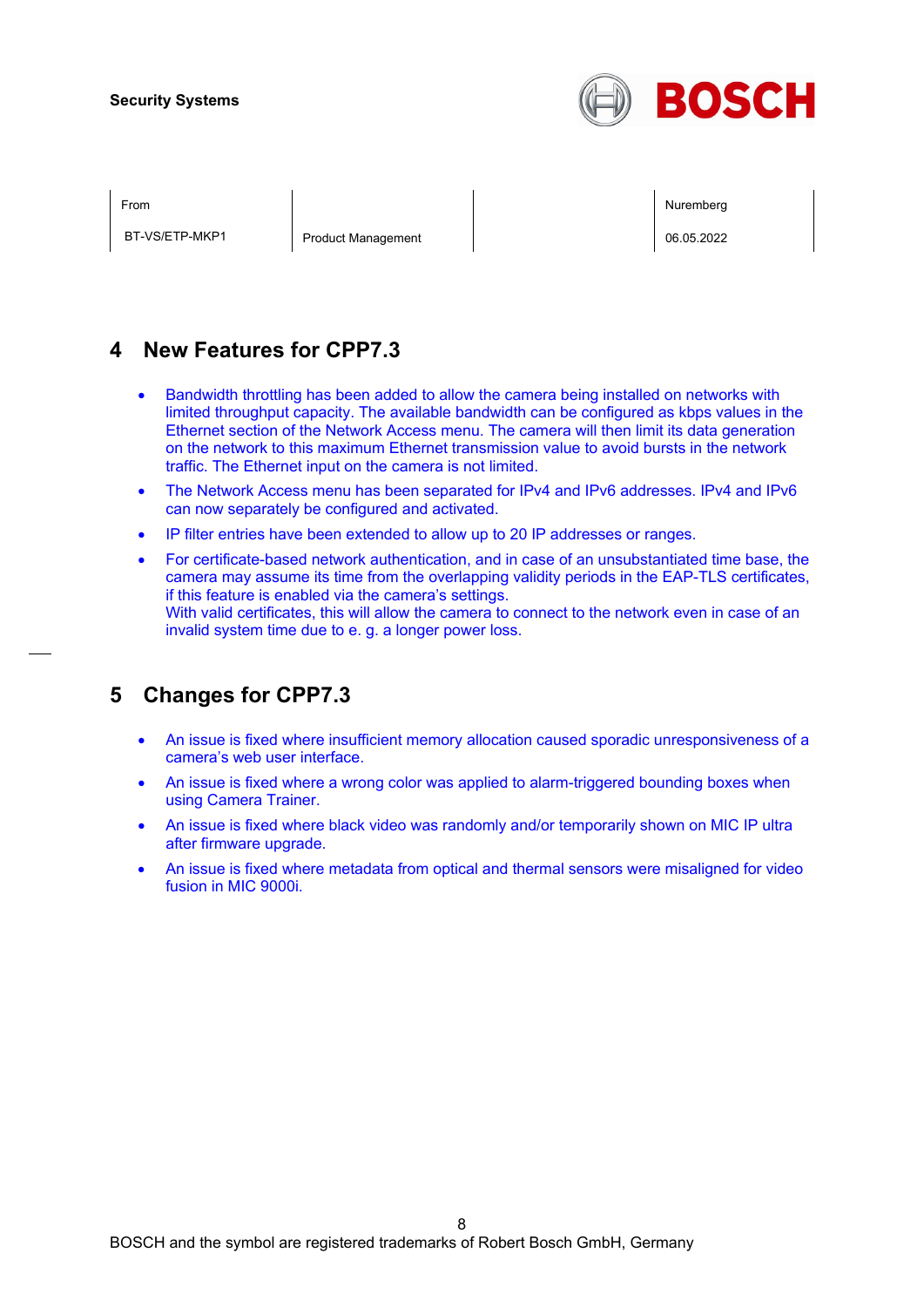## 4 New Features for CPP7.3

- Bandwidth throttling has been added to allow the camera being installed on networks with limited throughput capacity. The available bandwidth can be configured as kbps values in the Ethernet section of the Network Access menu. The camera will then limit its data generation on the network to this maximum Ethernet transmission value to avoid bursts in the network traffic. The Ethernet input on the camera is not limited.
- The Network Access menu has been separated for IPv4 and IPv6 addresses. IPv4 and IPv6 can now separately be configured and activated.
- IP filter entries have been extended to allow up to 20 IP addresses or ranges.
- For certificate-based network authentication, and in case of an unsubstantiated time base, the camera may assume its time from the overlapping validity periods in the EAP-TLS certificates, if this feature is enabled via the camera's settings.
  With valid certificates, this will allow the camera to connect to the network even in case of an invalid system time due to e. g. a longer power loss.

## 5 Changes for CPP7.3

- An issue is fixed where insufficient memory allocation caused sporadic unresponsiveness of a camera's web user interface.
- An issue is fixed where a wrong color was applied to alarm-triggered bounding boxes when using Camera Trainer.
- An issue is fixed where black video was randomly and/or temporarily shown on MIC IP ultra after firmware upgrade.
- An issue is fixed where metadata from optical and thermal sensors were misaligned for video fusion in MIC 9000i.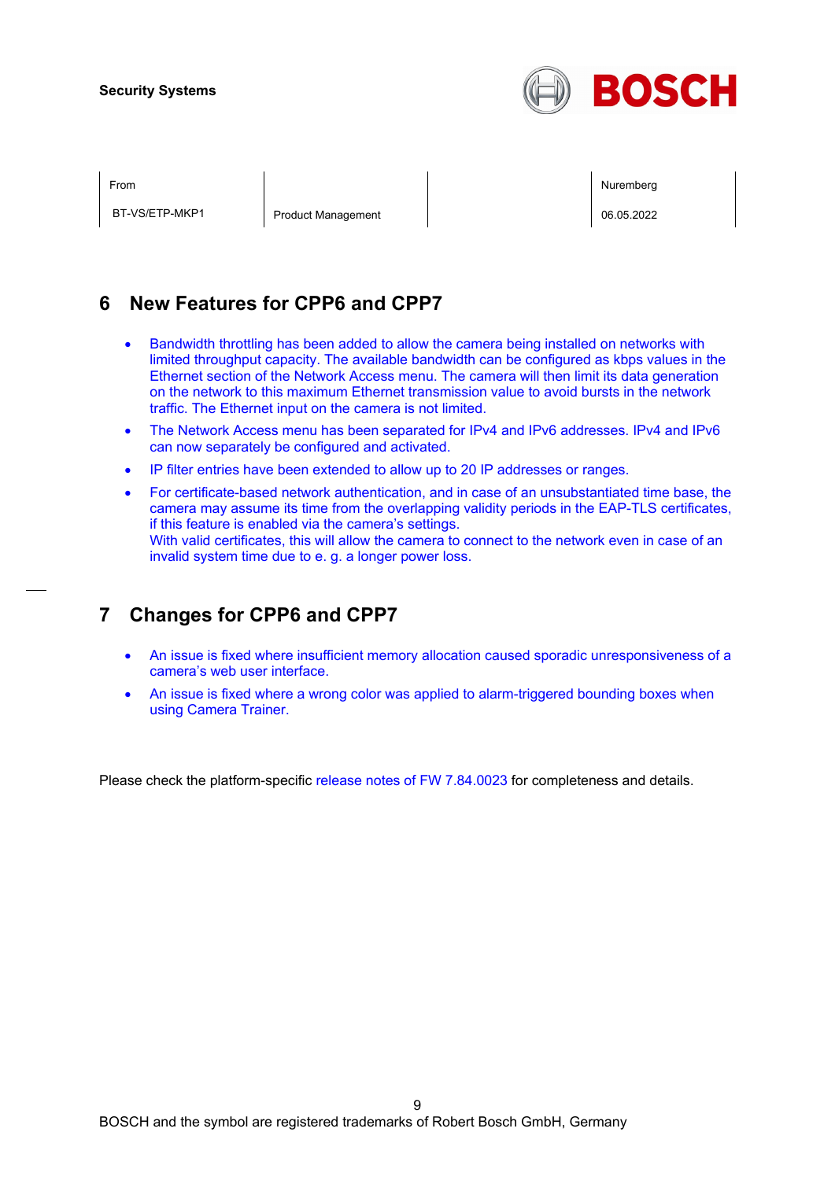Security Systems

| From | | | Nuremberg |
|---|---|---|---|
| BT-VS/ETP-MKP1 | Product Management | | 06.05.2022 |

## 6 New Features for CPP6 and CPP7

- Bandwidth throttling has been added to allow the camera being installed on networks with limited throughput capacity. The available bandwidth can be configured as kbps values in the Ethernet section of the Network Access menu. The camera will then limit its data generation on the network to this maximum Ethernet transmission value to avoid bursts in the network traffic. The Ethernet input on the camera is not limited.
- The Network Access menu has been separated for IPv4 and IPv6 addresses. IPv4 and IPv6 can now separately be configured and activated.
- IP filter entries have been extended to allow up to 20 IP addresses or ranges.
- For certificate-based network authentication, and in case of an unsubstantiated time base, the camera may assume its time from the overlapping validity periods in the EAP-TLS certificates, if this feature is enabled via the camera's settings.  
  With valid certificates, this will allow the camera to connect to the network even in case of an invalid system time due to e. g. a longer power loss.

## 7 Changes for CPP6 and CPP7

- An issue is fixed where insufficient memory allocation caused sporadic unresponsiveness of a camera's web user interface.
- An issue is fixed where a wrong color was applied to alarm-triggered bounding boxes when using Camera Trainer.

Please check the platform-specific release notes of FW 7.84.0023 for completeness and details.

BOSCH and the symbol are registered trademarks of Robert Bosch GmbH, Germany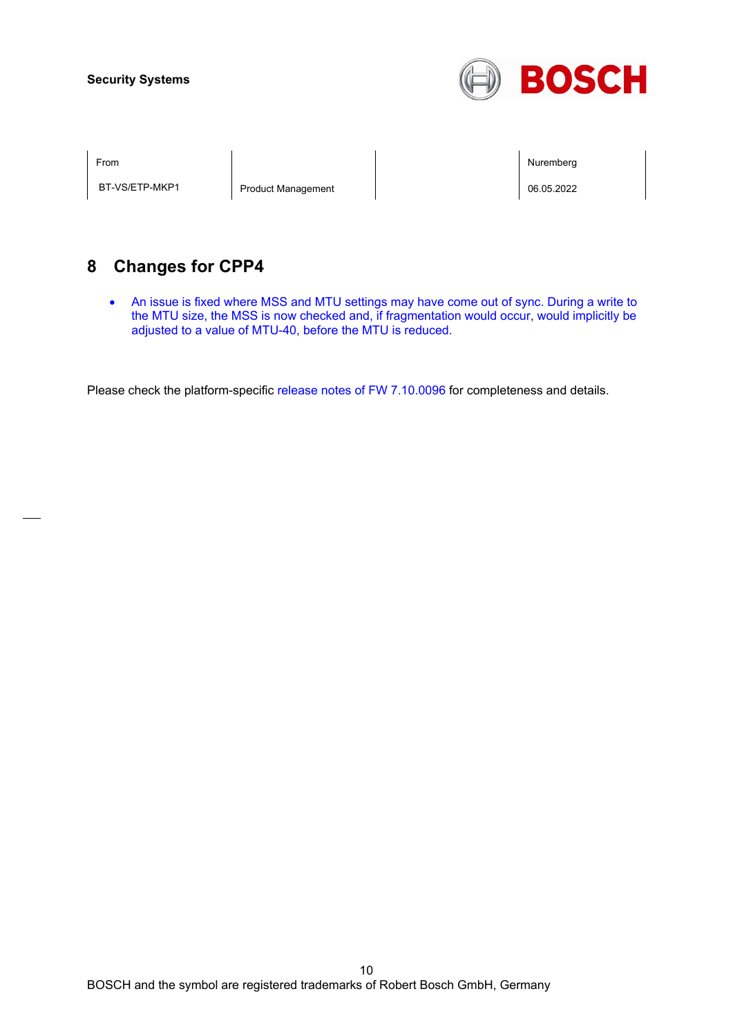## 8 Changes for CPP4

- An issue is fixed where MSS and MTU settings may have come out of sync. During a write to the MTU size, the MSS is now checked and, if fragmentation would occur, would implicitly be adjusted to a value of MTU-40, before the MTU is reduced.

Please check the platform-specific release notes of FW 7.10.0096 for completeness and details.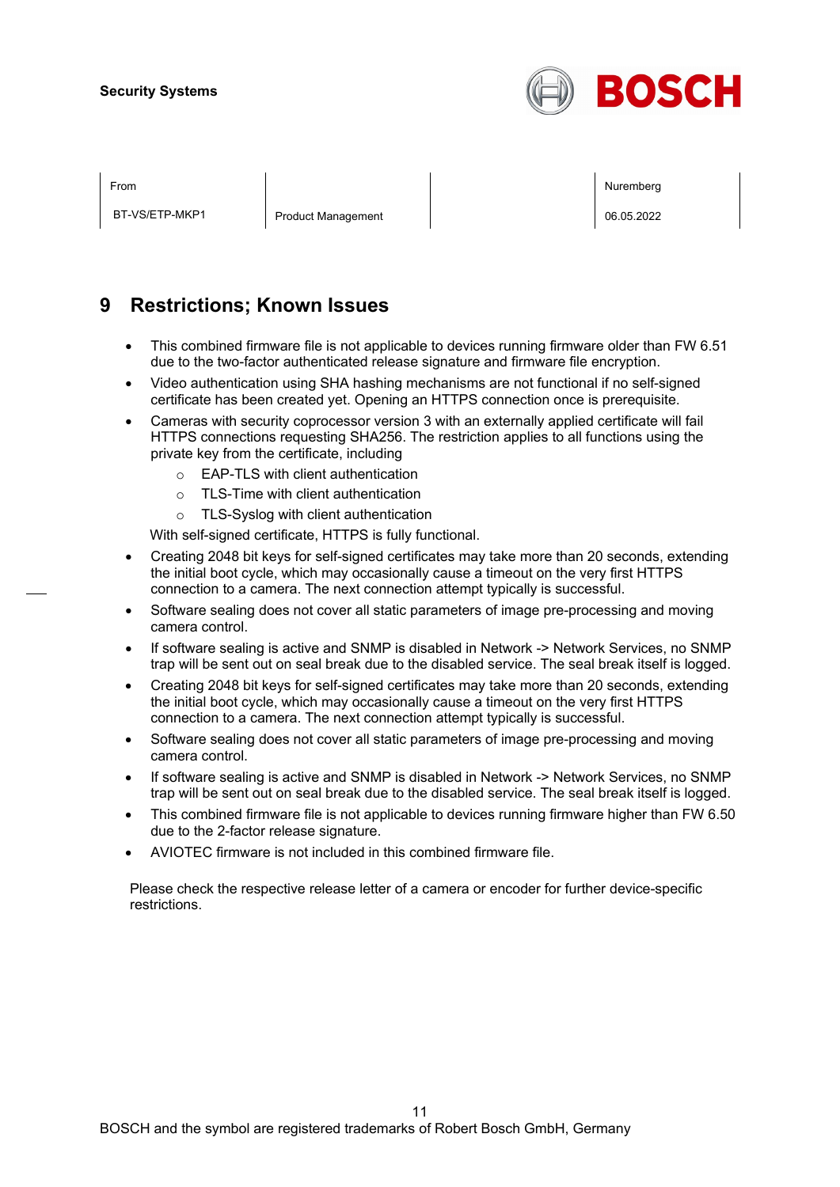Security Systems

| From | | | Nuremberg |
|---|---|---|---|
| BT-VS/ETP-MKP1 | Product Management | | 06.05.2022 |

# 9 Restrictions; Known Issues

- This combined firmware file is not applicable to devices running firmware older than FW 6.51 due to the two-factor authenticated release signature and firmware file encryption.
- Video authentication using SHA hashing mechanisms are not functional if no self-signed certificate has been created yet. Opening an HTTPS connection once is prerequisite.
- Cameras with security coprocessor version 3 with an externally applied certificate will fail HTTPS connections requesting SHA256. The restriction applies to all functions using the private key from the certificate, including
  - EAP-TLS with client authentication
  - TLS-Time with client authentication
  - TLS-Syslog with client authentication

  With self-signed certificate, HTTPS is fully functional.
- Creating 2048 bit keys for self-signed certificates may take more than 20 seconds, extending the initial boot cycle, which may occasionally cause a timeout on the very first HTTPS connection to a camera. The next connection attempt typically is successful.
- Software sealing does not cover all static parameters of image pre-processing and moving camera control.
- If software sealing is active and SNMP is disabled in Network -> Network Services, no SNMP trap will be sent out on seal break due to the disabled service. The seal break itself is logged.
- Creating 2048 bit keys for self-signed certificates may take more than 20 seconds, extending the initial boot cycle, which may occasionally cause a timeout on the very first HTTPS connection to a camera. The next connection attempt typically is successful.
- Software sealing does not cover all static parameters of image pre-processing and moving camera control.
- If software sealing is active and SNMP is disabled in Network -> Network Services, no SNMP trap will be sent out on seal break due to the disabled service. The seal break itself is logged.
- This combined firmware file is not applicable to devices running firmware higher than FW 6.50 due to the 2-factor release signature.
- AVIOTEC firmware is not included in this combined firmware file.

Please check the respective release letter of a camera or encoder for further device-specific restrictions.

BOSCH and the symbol are registered trademarks of Robert Bosch GmbH, Germany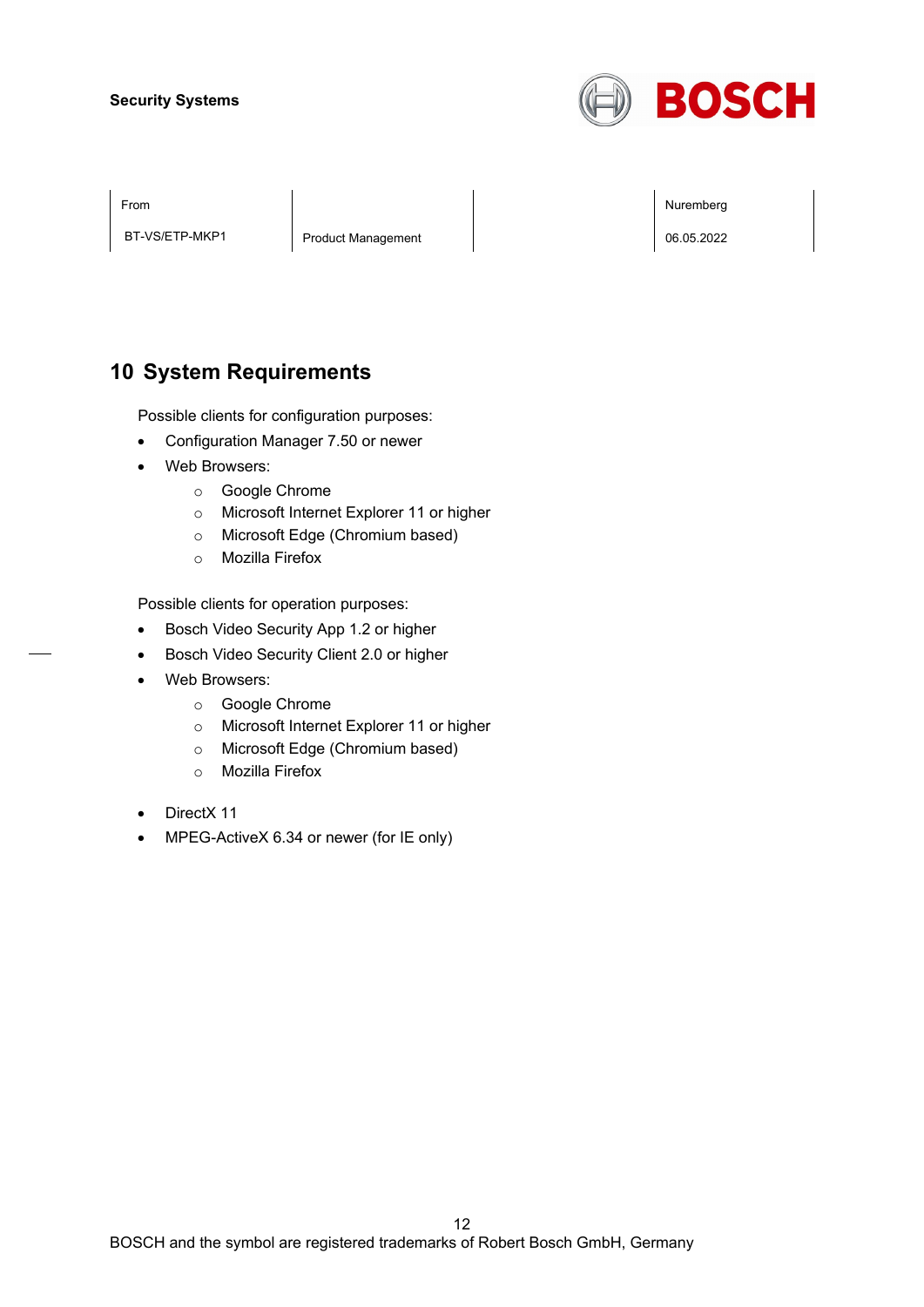## 10 System Requirements

Possible clients for configuration purposes:

- Configuration Manager 7.50 or newer
- Web Browsers:
  - Google Chrome
  - Microsoft Internet Explorer 11 or higher
  - Microsoft Edge (Chromium based)
  - Mozilla Firefox

Possible clients for operation purposes:

- Bosch Video Security App 1.2 or higher
- Bosch Video Security Client 2.0 or higher
- Web Browsers:
  - Google Chrome
  - Microsoft Internet Explorer 11 or higher
  - Microsoft Edge (Chromium based)
  - Mozilla Firefox

- DirectX 11
- MPEG-ActiveX 6.34 or newer (for IE only)